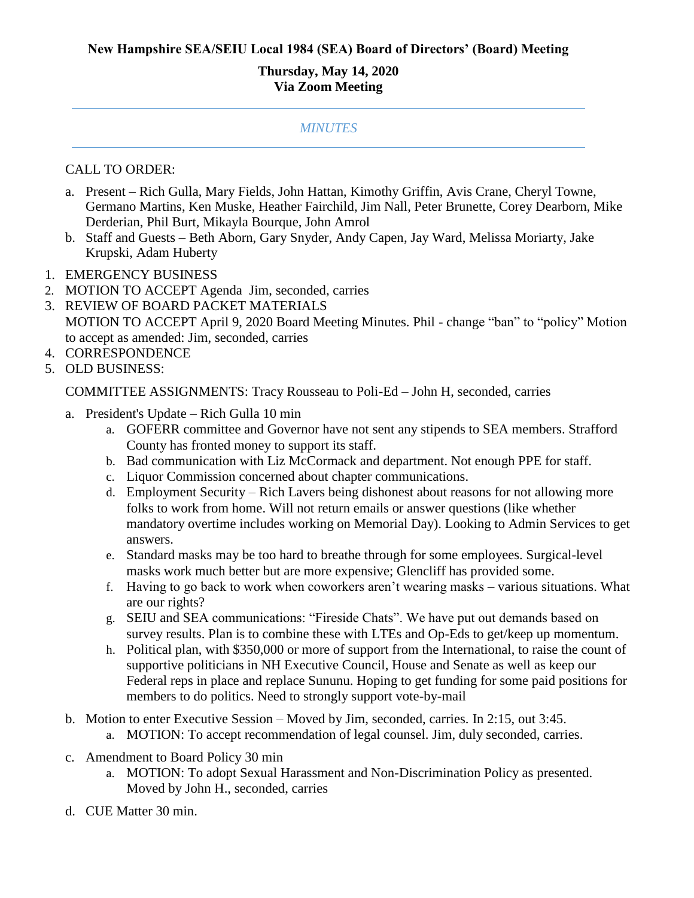**New Hampshire SEA/SEIU Local 1984 (SEA) Board of Directors' (Board) Meeting**

**Thursday, May 14, 2020**
**Via Zoom Meeting**

---

*MINUTES*

---

CALL TO ORDER:

a. Present – Rich Gulla, Mary Fields, John Hattan, Kimothy Griffin, Avis Crane, Cheryl Towne, Germano Martins, Ken Muske, Heather Fairchild, Jim Nall, Peter Brunette, Corey Dearborn, Mike Derderian, Phil Burt, Mikayla Bourque, John Amrol
b. Staff and Guests – Beth Aborn, Gary Snyder, Andy Capen, Jay Ward, Melissa Moriarty, Jake Krupski, Adam Huberty

1. EMERGENCY BUSINESS
2. MOTION TO ACCEPT Agenda Jim, seconded, carries
3. REVIEW OF BOARD PACKET MATERIALS
   MOTION TO ACCEPT April 9, 2020 Board Meeting Minutes. Phil - change "ban" to "policy" Motion to accept as amended: Jim, seconded, carries
4. CORRESPONDENCE
5. OLD BUSINESS:

   COMMITTEE ASSIGNMENTS: Tracy Rousseau to Poli-Ed – John H, seconded, carries

   a. President's Update – Rich Gulla 10 min
      a. GOFERR committee and Governor have not sent any stipends to SEA members. Strafford County has fronted money to support its staff.
      b. Bad communication with Liz McCormack and department. Not enough PPE for staff.
      c. Liquor Commission concerned about chapter communications.
      d. Employment Security – Rich Lavers being dishonest about reasons for not allowing more folks to work from home. Will not return emails or answer questions (like whether mandatory overtime includes working on Memorial Day). Looking to Admin Services to get answers.
      e. Standard masks may be too hard to breathe through for some employees. Surgical-level masks work much better but are more expensive; Glencliff has provided some.
      f. Having to go back to work when coworkers aren't wearing masks – various situations. What are our rights?
      g. SEIU and SEA communications: "Fireside Chats". We have put out demands based on survey results. Plan is to combine these with LTEs and Op-Eds to get/keep up momentum.
      h. Political plan, with $350,000 or more of support from the International, to raise the count of supportive politicians in NH Executive Council, House and Senate as well as keep our Federal reps in place and replace Sununu. Hoping to get funding for some paid positions for members to do politics. Need to strongly support vote-by-mail
   b. Motion to enter Executive Session – Moved by Jim, seconded, carries. In 2:15, out 3:45.
      a. MOTION: To accept recommendation of legal counsel. Jim, duly seconded, carries.
   c. Amendment to Board Policy 30 min
      a. MOTION: To adopt Sexual Harassment and Non-Discrimination Policy as presented. Moved by John H., seconded, carries
   d. CUE Matter 30 min.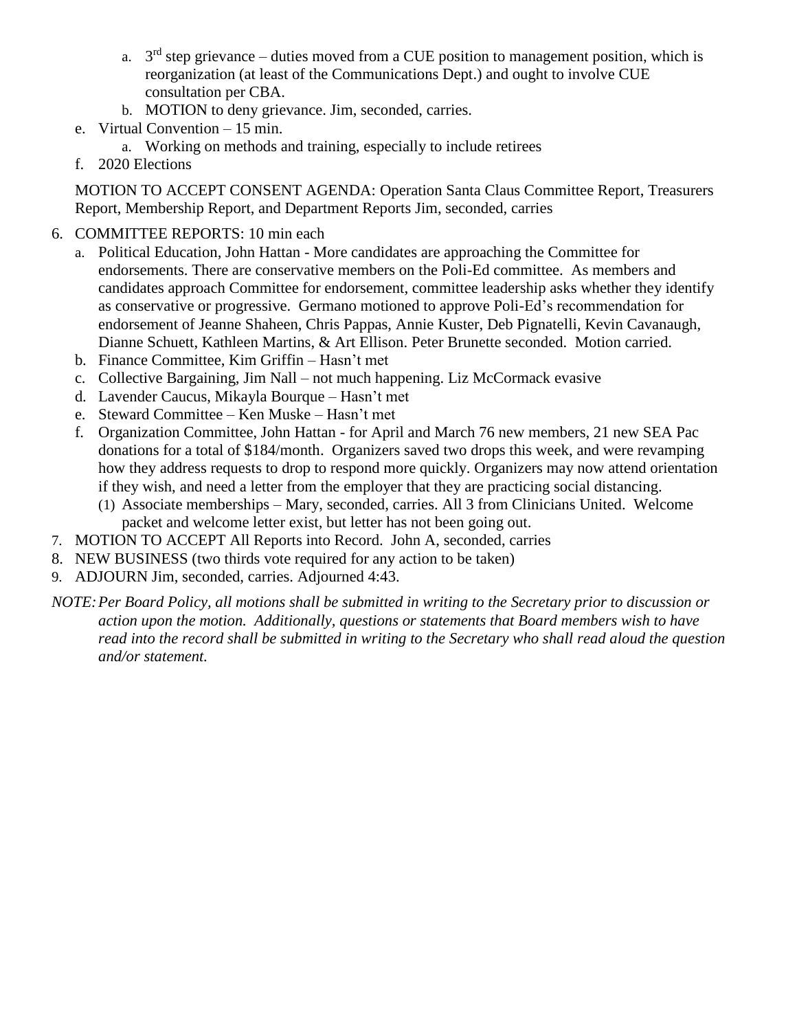a. 3rd step grievance – duties moved from a CUE position to management position, which is reorganization (at least of the Communications Dept.) and ought to involve CUE consultation per CBA.
  b. MOTION to deny grievance. Jim, seconded, carries.

e. Virtual Convention – 15 min.
  a. Working on methods and training, especially to include retirees

f. 2020 Elections

MOTION TO ACCEPT CONSENT AGENDA: Operation Santa Claus Committee Report, Treasurers Report, Membership Report, and Department Reports Jim, seconded, carries

6. COMMITTEE REPORTS: 10 min each
   a. Political Education, John Hattan - More candidates are approaching the Committee for endorsements. There are conservative members on the Poli-Ed committee. As members and candidates approach Committee for endorsement, committee leadership asks whether they identify as conservative or progressive. Germano motioned to approve Poli-Ed's recommendation for endorsement of Jeanne Shaheen, Chris Pappas, Annie Kuster, Deb Pignatelli, Kevin Cavanaugh, Dianne Schuett, Kathleen Martins, & Art Ellison. Peter Brunette seconded. Motion carried.
   b. Finance Committee, Kim Griffin – Hasn't met
   c. Collective Bargaining, Jim Nall – not much happening. Liz McCormack evasive
   d. Lavender Caucus, Mikayla Bourque – Hasn't met
   e. Steward Committee – Ken Muske – Hasn't met
   f. Organization Committee, John Hattan - for April and March 76 new members, 21 new SEA Pac donations for a total of $184/month. Organizers saved two drops this week, and were revamping how they address requests to drop to respond more quickly. Organizers may now attend orientation if they wish, and need a letter from the employer that they are practicing social distancing.
      (1) Associate memberships – Mary, seconded, carries. All 3 from Clinicians United. Welcome packet and welcome letter exist, but letter has not been going out.
7. MOTION TO ACCEPT All Reports into Record. John A, seconded, carries
8. NEW BUSINESS (two thirds vote required for any action to be taken)
9. ADJOURN Jim, seconded, carries. Adjourned 4:43.

*NOTE: Per Board Policy, all motions shall be submitted in writing to the Secretary prior to discussion or action upon the motion. Additionally, questions or statements that Board members wish to have read into the record shall be submitted in writing to the Secretary who shall read aloud the question and/or statement.*